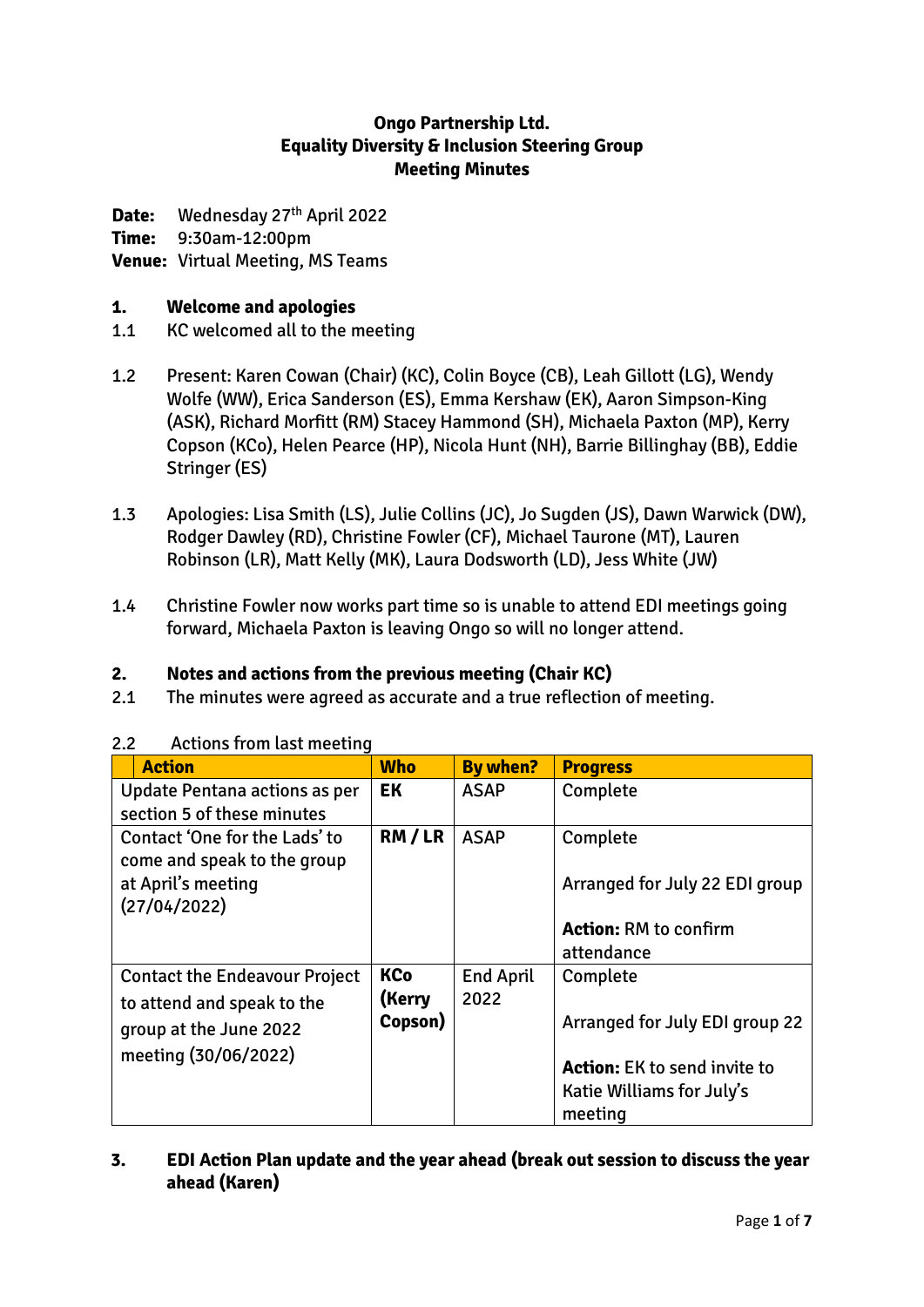**Ongo Partnership Ltd.**
**Equality Diversity & Inclusion Steering Group**
**Meeting Minutes**

**Date:** Wednesday 27th April 2022
**Time:** 9:30am-12:00pm
**Venue:** Virtual Meeting, MS Teams

**1. Welcome and apologies**

1.1 KC welcomed all to the meeting

1.2 Present: Karen Cowan (Chair) (KC), Colin Boyce (CB), Leah Gillott (LG), Wendy Wolfe (WW), Erica Sanderson (ES), Emma Kershaw (EK), Aaron Simpson-King (ASK), Richard Morfitt (RM) Stacey Hammond (SH), Michaela Paxton (MP), Kerry Copson (KCo), Helen Pearce (HP), Nicola Hunt (NH), Barrie Billinghay (BB), Eddie Stringer (ES)

1.3 Apologies: Lisa Smith (LS), Julie Collins (JC), Jo Sugden (JS), Dawn Warwick (DW), Rodger Dawley (RD), Christine Fowler (CF), Michael Taurone (MT), Lauren Robinson (LR), Matt Kelly (MK), Laura Dodsworth (LD), Jess White (JW)

1.4 Christine Fowler now works part time so is unable to attend EDI meetings going forward, Michaela Paxton is leaving Ongo so will no longer attend.

**2. Notes and actions from the previous meeting (Chair KC)**

2.1 The minutes were agreed as accurate and a true reflection of meeting.

2.2 Actions from last meeting

| Action | Who | By when? | Progress |
|---|---|---|---|
| Update Pentana actions as per section 5 of these minutes | **EK** | ASAP | Complete |
| Contact 'One for the Lads' to come and speak to the group at April's meeting (27/04/2022) | **RM / LR** | ASAP | Complete<br><br>Arranged for July 22 EDI group<br><br>**Action:** RM to confirm attendance |
| Contact the Endeavour Project to attend and speak to the group at the June 2022 meeting (30/06/2022) | **KCo (Kerry Copson)** | End April 2022 | Complete<br><br>Arranged for July EDI group 22<br><br>**Action:** EK to send invite to Katie Williams for July's meeting |

**3. EDI Action Plan update and the year ahead (break out session to discuss the year ahead (Karen)**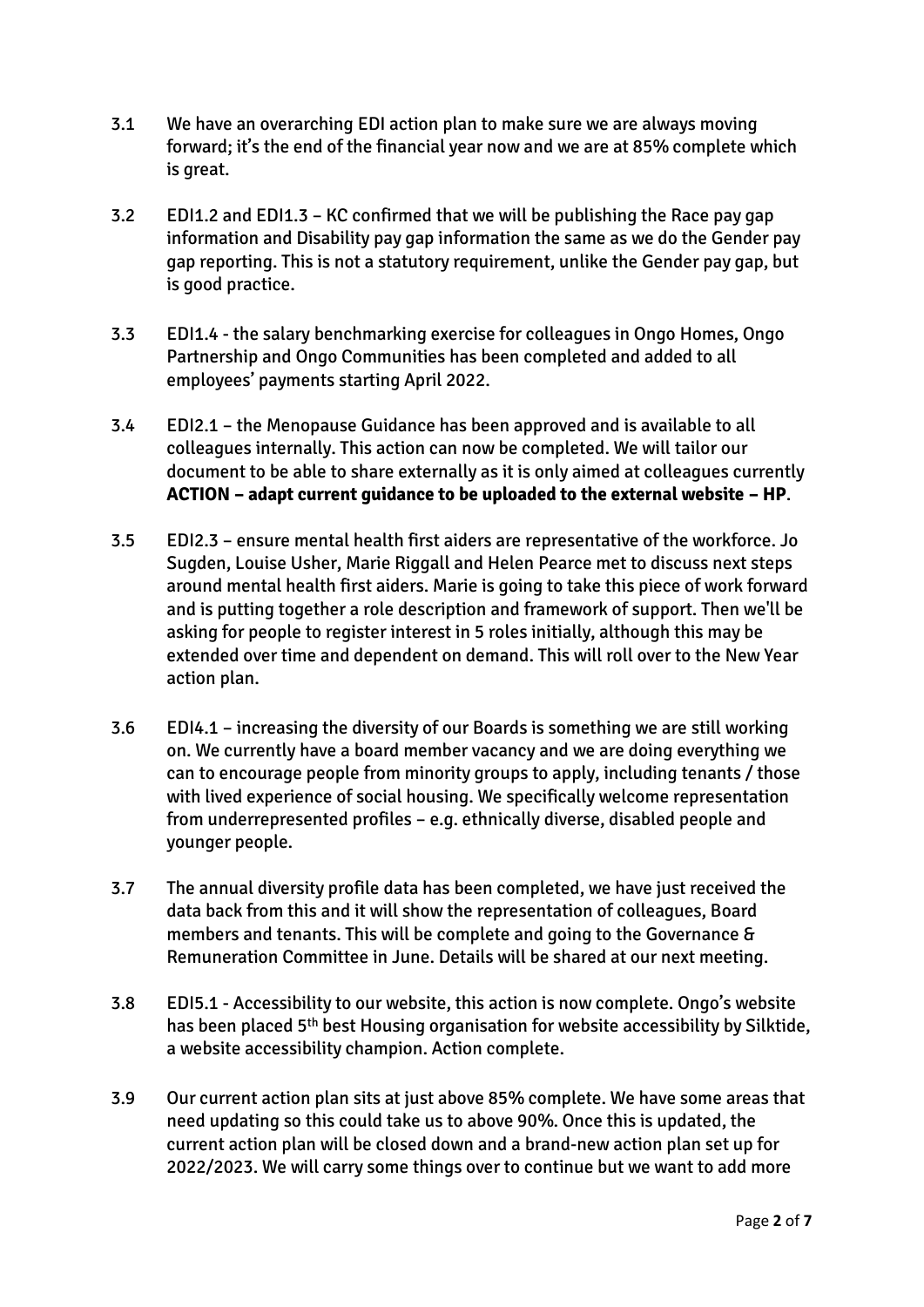3.1 We have an overarching EDI action plan to make sure we are always moving forward; it's the end of the financial year now and we are at 85% complete which is great.

3.2 EDI1.2 and EDI1.3 – KC confirmed that we will be publishing the Race pay gap information and Disability pay gap information the same as we do the Gender pay gap reporting. This is not a statutory requirement, unlike the Gender pay gap, but is good practice.

3.3 EDI1.4 - the salary benchmarking exercise for colleagues in Ongo Homes, Ongo Partnership and Ongo Communities has been completed and added to all employees' payments starting April 2022.

3.4 EDI2.1 – the Menopause Guidance has been approved and is available to all colleagues internally. This action can now be completed. We will tailor our document to be able to share externally as it is only aimed at colleagues currently **ACTION – adapt current guidance to be uploaded to the external website – HP**.

3.5 EDI2.3 – ensure mental health first aiders are representative of the workforce. Jo Sugden, Louise Usher, Marie Riggall and Helen Pearce met to discuss next steps around mental health first aiders. Marie is going to take this piece of work forward and is putting together a role description and framework of support. Then we'll be asking for people to register interest in 5 roles initially, although this may be extended over time and dependent on demand. This will roll over to the New Year action plan.

3.6 EDI4.1 – increasing the diversity of our Boards is something we are still working on. We currently have a board member vacancy and we are doing everything we can to encourage people from minority groups to apply, including tenants / those with lived experience of social housing. We specifically welcome representation from underrepresented profiles – e.g. ethnically diverse, disabled people and younger people.

3.7 The annual diversity profile data has been completed, we have just received the data back from this and it will show the representation of colleagues, Board members and tenants. This will be complete and going to the Governance & Remuneration Committee in June. Details will be shared at our next meeting.

3.8 EDI5.1 - Accessibility to our website, this action is now complete. Ongo's website has been placed 5th best Housing organisation for website accessibility by Silktide, a website accessibility champion. Action complete.

3.9 Our current action plan sits at just above 85% complete. We have some areas that need updating so this could take us to above 90%. Once this is updated, the current action plan will be closed down and a brand-new action plan set up for 2022/2023. We will carry some things over to continue but we want to add more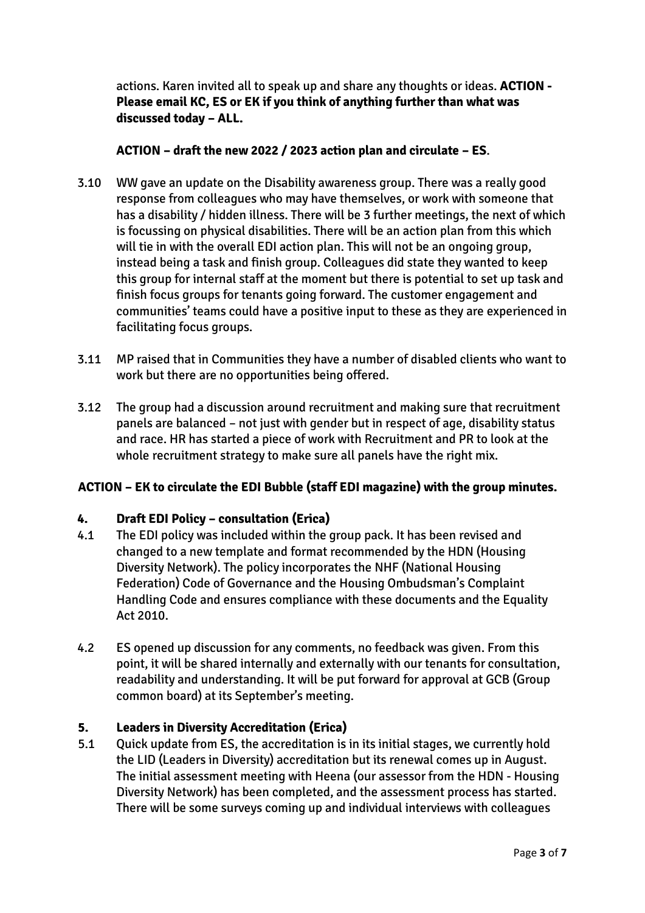actions. Karen invited all to speak up and share any thoughts or ideas. **ACTION - Please email KC, ES or EK if you think of anything further than what was discussed today – ALL.**

**ACTION – draft the new 2022 / 2023 action plan and circulate – ES**.

3.10 WW gave an update on the Disability awareness group. There was a really good response from colleagues who may have themselves, or work with someone that has a disability / hidden illness. There will be 3 further meetings, the next of which is focussing on physical disabilities. There will be an action plan from this which will tie in with the overall EDI action plan. This will not be an ongoing group, instead being a task and finish group. Colleagues did state they wanted to keep this group for internal staff at the moment but there is potential to set up task and finish focus groups for tenants going forward. The customer engagement and communities' teams could have a positive input to these as they are experienced in facilitating focus groups.

3.11 MP raised that in Communities they have a number of disabled clients who want to work but there are no opportunities being offered.

3.12 The group had a discussion around recruitment and making sure that recruitment panels are balanced – not just with gender but in respect of age, disability status and race. HR has started a piece of work with Recruitment and PR to look at the whole recruitment strategy to make sure all panels have the right mix.

**ACTION – EK to circulate the EDI Bubble (staff EDI magazine) with the group minutes.**

## 4. Draft EDI Policy – consultation (Erica)

4.1 The EDI policy was included within the group pack. It has been revised and changed to a new template and format recommended by the HDN (Housing Diversity Network). The policy incorporates the NHF (National Housing Federation) Code of Governance and the Housing Ombudsman's Complaint Handling Code and ensures compliance with these documents and the Equality Act 2010.

4.2 ES opened up discussion for any comments, no feedback was given. From this point, it will be shared internally and externally with our tenants for consultation, readability and understanding. It will be put forward for approval at GCB (Group common board) at its September's meeting.

## 5. Leaders in Diversity Accreditation (Erica)

5.1 Quick update from ES, the accreditation is in its initial stages, we currently hold the LID (Leaders in Diversity) accreditation but its renewal comes up in August. The initial assessment meeting with Heena (our assessor from the HDN - Housing Diversity Network) has been completed, and the assessment process has started. There will be some surveys coming up and individual interviews with colleagues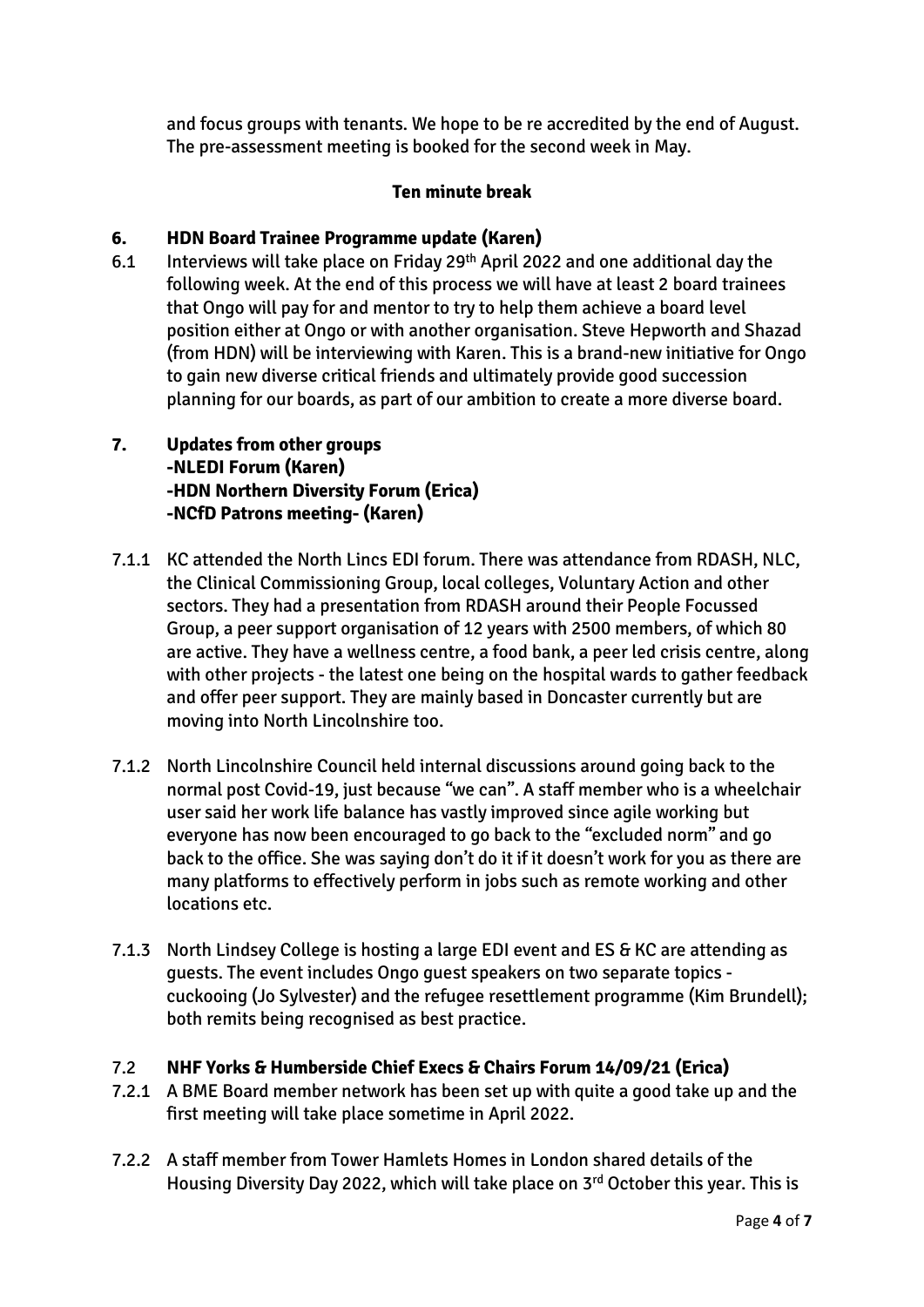and focus groups with tenants. We hope to be re accredited by the end of August. The pre-assessment meeting is booked for the second week in May.

**Ten minute break**

## 6. HDN Board Trainee Programme update (Karen)

6.1 Interviews will take place on Friday 29th April 2022 and one additional day the following week. At the end of this process we will have at least 2 board trainees that Ongo will pay for and mentor to try to help them achieve a board level position either at Ongo or with another organisation. Steve Hepworth and Shazad (from HDN) will be interviewing with Karen. This is a brand-new initiative for Ongo to gain new diverse critical friends and ultimately provide good succession planning for our boards, as part of our ambition to create a more diverse board.

## 7. Updates from other groups
**-NLEDI Forum (Karen)**
**-HDN Northern Diversity Forum (Erica)**
**-NCfD Patrons meeting- (Karen)**

7.1.1 KC attended the North Lincs EDI forum. There was attendance from RDASH, NLC, the Clinical Commissioning Group, local colleges, Voluntary Action and other sectors. They had a presentation from RDASH around their People Focussed Group, a peer support organisation of 12 years with 2500 members, of which 80 are active. They have a wellness centre, a food bank, a peer led crisis centre, along with other projects - the latest one being on the hospital wards to gather feedback and offer peer support. They are mainly based in Doncaster currently but are moving into North Lincolnshire too.

7.1.2 North Lincolnshire Council held internal discussions around going back to the normal post Covid-19, just because "we can". A staff member who is a wheelchair user said her work life balance has vastly improved since agile working but everyone has now been encouraged to go back to the "excluded norm" and go back to the office. She was saying don't do it if it doesn't work for you as there are many platforms to effectively perform in jobs such as remote working and other locations etc.

7.1.3 North Lindsey College is hosting a large EDI event and ES & KC are attending as guests. The event includes Ongo guest speakers on two separate topics - cuckooing (Jo Sylvester) and the refugee resettlement programme (Kim Brundell); both remits being recognised as best practice.

### 7.2 NHF Yorks & Humberside Chief Execs & Chairs Forum 14/09/21 (Erica)

7.2.1 A BME Board member network has been set up with quite a good take up and the first meeting will take place sometime in April 2022.

7.2.2 A staff member from Tower Hamlets Homes in London shared details of the Housing Diversity Day 2022, which will take place on 3rd October this year. This is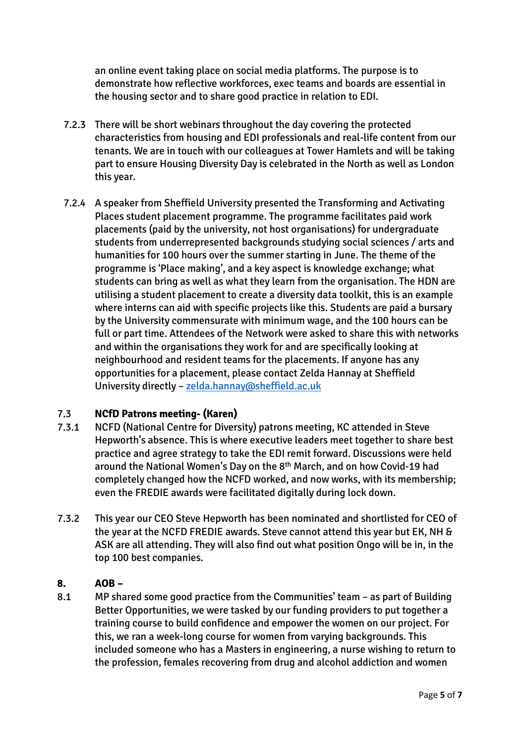an online event taking place on social media platforms. The purpose is to demonstrate how reflective workforces, exec teams and boards are essential in the housing sector and to share good practice in relation to EDI.

7.2.3 There will be short webinars throughout the day covering the protected characteristics from housing and EDI professionals and real-life content from our tenants. We are in touch with our colleagues at Tower Hamlets and will be taking part to ensure Housing Diversity Day is celebrated in the North as well as London this year.

7.2.4 A speaker from Sheffield University presented the Transforming and Activating Places student placement programme. The programme facilitates paid work placements (paid by the university, not host organisations) for undergraduate students from underrepresented backgrounds studying social sciences / arts and humanities for 100 hours over the summer starting in June. The theme of the programme is 'Place making', and a key aspect is knowledge exchange; what students can bring as well as what they learn from the organisation. The HDN are utilising a student placement to create a diversity data toolkit, this is an example where interns can aid with specific projects like this. Students are paid a bursary by the University commensurate with minimum wage, and the 100 hours can be full or part time. Attendees of the Network were asked to share this with networks and within the organisations they work for and are specifically looking at neighbourhood and resident teams for the placements. If anyone has any opportunities for a placement, please contact Zelda Hannay at Sheffield University directly – zelda.hannay@sheffield.ac.uk

7.3 **NCfD Patrons meeting- (Karen)**

7.3.1 NCFD (National Centre for Diversity) patrons meeting, KC attended in Steve Hepworth's absence. This is where executive leaders meet together to share best practice and agree strategy to take the EDI remit forward. Discussions were held around the National Women's Day on the 8th March, and on how Covid-19 had completely changed how the NCFD worked, and now works, with its membership; even the FREDIE awards were facilitated digitally during lock down.

7.3.2 This year our CEO Steve Hepworth has been nominated and shortlisted for CEO of the year at the NCFD FREDIE awards. Steve cannot attend this year but EK, NH & ASK are all attending. They will also find out what position Ongo will be in, in the top 100 best companies.

## 8. AOB –

8.1 MP shared some good practice from the Communities' team – as part of Building Better Opportunities, we were tasked by our funding providers to put together a training course to build confidence and empower the women on our project. For this, we ran a week-long course for women from varying backgrounds. This included someone who has a Masters in engineering, a nurse wishing to return to the profession, females recovering from drug and alcohol addiction and women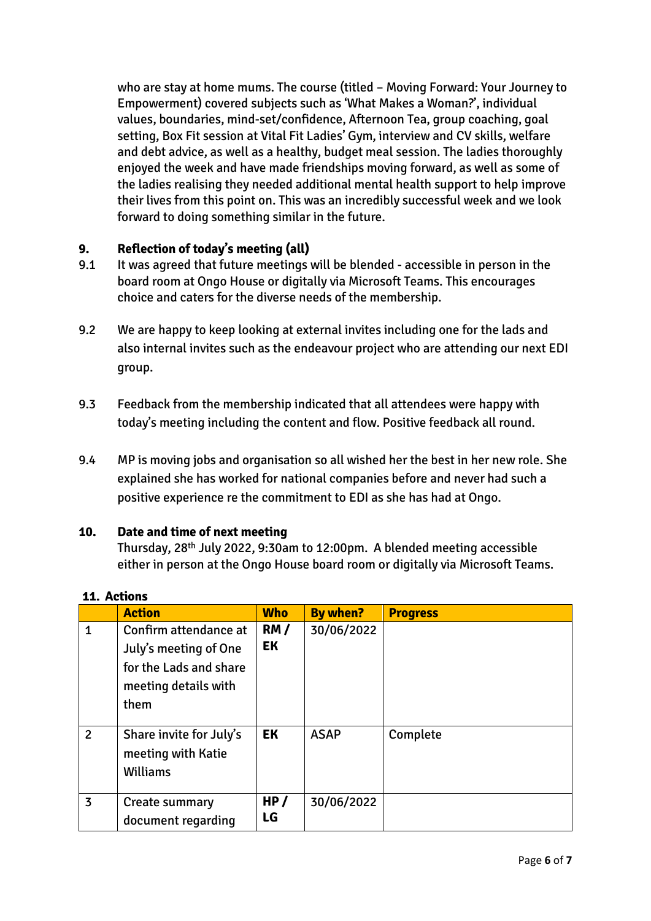who are stay at home mums. The course (titled – Moving Forward: Your Journey to Empowerment) covered subjects such as 'What Makes a Woman?', individual values, boundaries, mind-set/confidence, Afternoon Tea, group coaching, goal setting, Box Fit session at Vital Fit Ladies' Gym, interview and CV skills, welfare and debt advice, as well as a healthy, budget meal session. The ladies thoroughly enjoyed the week and have made friendships moving forward, as well as some of the ladies realising they needed additional mental health support to help improve their lives from this point on. This was an incredibly successful week and we look forward to doing something similar in the future.

## 9. Reflection of today's meeting (all)

9.1 It was agreed that future meetings will be blended - accessible in person in the board room at Ongo House or digitally via Microsoft Teams. This encourages choice and caters for the diverse needs of the membership.

9.2 We are happy to keep looking at external invites including one for the lads and also internal invites such as the endeavour project who are attending our next EDI group.

9.3 Feedback from the membership indicated that all attendees were happy with today's meeting including the content and flow. Positive feedback all round.

9.4 MP is moving jobs and organisation so all wished her the best in her new role. She explained she has worked for national companies before and never had such a positive experience re the commitment to EDI as she has had at Ongo.

## 10. Date and time of next meeting

Thursday, 28th July 2022, 9:30am to 12:00pm. A blended meeting accessible either in person at the Ongo House board room or digitally via Microsoft Teams.

## 11. Actions

| | Action | Who | By when? | Progress |
|---|---|---|---|---|
| 1 | Confirm attendance at July's meeting of One for the Lads and share meeting details with them | **RM / EK** | 30/06/2022 | |
| 2 | Share invite for July's meeting with Katie Williams | **EK** | ASAP | Complete |
| 3 | Create summary document regarding | **HP / LG** | 30/06/2022 | |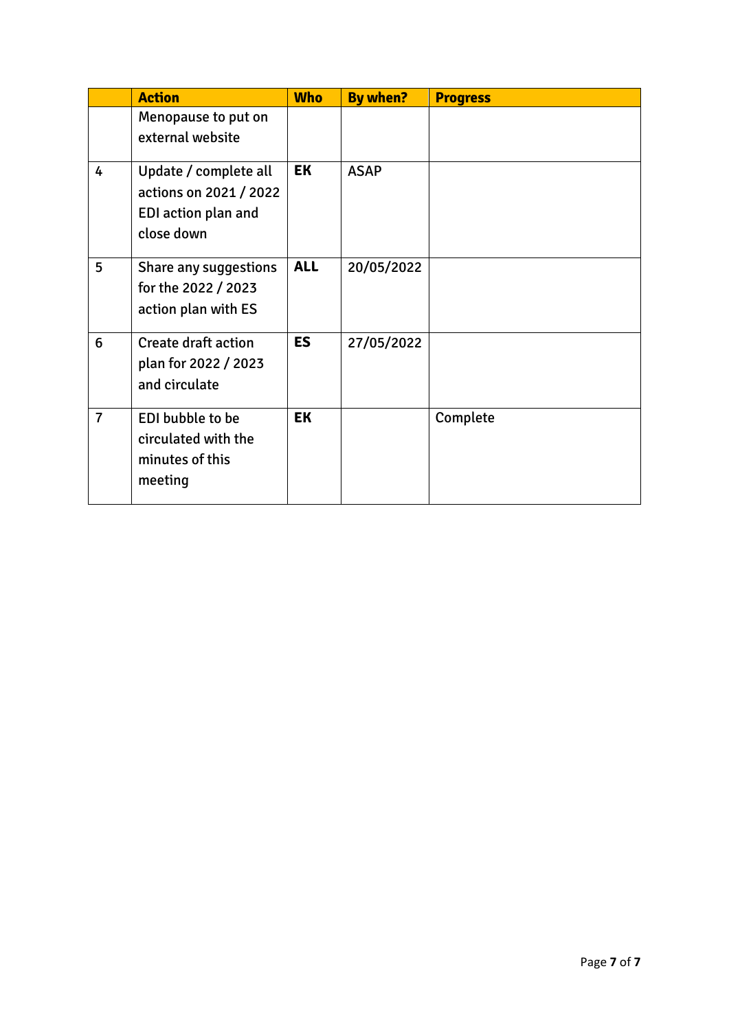| | Action | Who | By when? | Progress |
|---|---|---|---|---|
| | Menopause to put on external website | | | |
| 4 | Update / complete all actions on 2021 / 2022 EDI action plan and close down | **EK** | ASAP | |
| 5 | Share any suggestions for the 2022 / 2023 action plan with ES | **ALL** | 20/05/2022 | |
| 6 | Create draft action plan for 2022 / 2023 and circulate | **ES** | 27/05/2022 | |
| 7 | EDI bubble to be circulated with the minutes of this meeting | **EK** | | Complete |